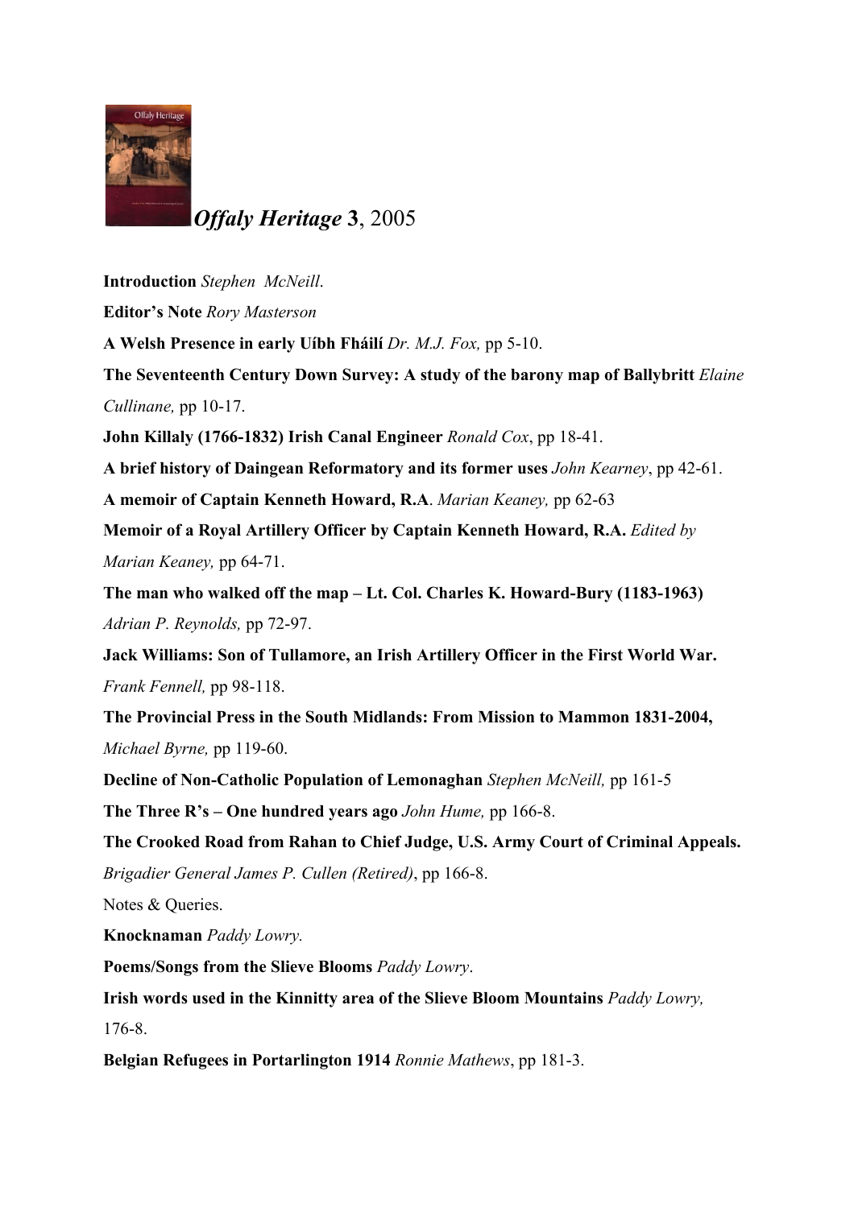# *Offaly Heritage* 3, 2005

**Introduction** *Stephen McNeill*.

**Editor's Note** *Rory Masterson*

**A Welsh Presence in early Uíbh Fháilí** *Dr. M.J. Fox,* pp 5-10.

**The Seventeenth Century Down Survey: A study of the barony map of Ballybritt** *Elaine Cullinane,* pp 10-17.

**John Killaly (1766-1832) Irish Canal Engineer** *Ronald Cox*, pp 18-41.

**A brief history of Daingean Reformatory and its former uses** *John Kearney*, pp 42-61.

**A memoir of Captain Kenneth Howard, R.A**. *Marian Keaney,* pp 62-63

**Memoir of a Royal Artillery Officer by Captain Kenneth Howard, R.A.** *Edited by Marian Keaney,* pp 64-71.

**The man who walked off the map – Lt. Col. Charles K. Howard-Bury (1183-1963)** *Adrian P. Reynolds,* pp 72-97.

**Jack Williams: Son of Tullamore, an Irish Artillery Officer in the First World War.** *Frank Fennell,* pp 98-118.

**The Provincial Press in the South Midlands: From Mission to Mammon 1831-2004,** *Michael Byrne,* pp 119-60.

**Decline of Non-Catholic Population of Lemonaghan** *Stephen McNeill,* pp 161-5

**The Three R's – One hundred years ago** *John Hume,* pp 166-8.

**The Crooked Road from Rahan to Chief Judge, U.S. Army Court of Criminal Appeals.** *Brigadier General James P. Cullen (Retired)*, pp 166-8.

Notes & Queries.

**Knocknaman** *Paddy Lowry.*

**Poems/Songs from the Slieve Blooms** *Paddy Lowry*.

**Irish words used in the Kinnitty area of the Slieve Bloom Mountains** *Paddy Lowry,* 176-8.

**Belgian Refugees in Portarlington 1914** *Ronnie Mathews*, pp 181-3.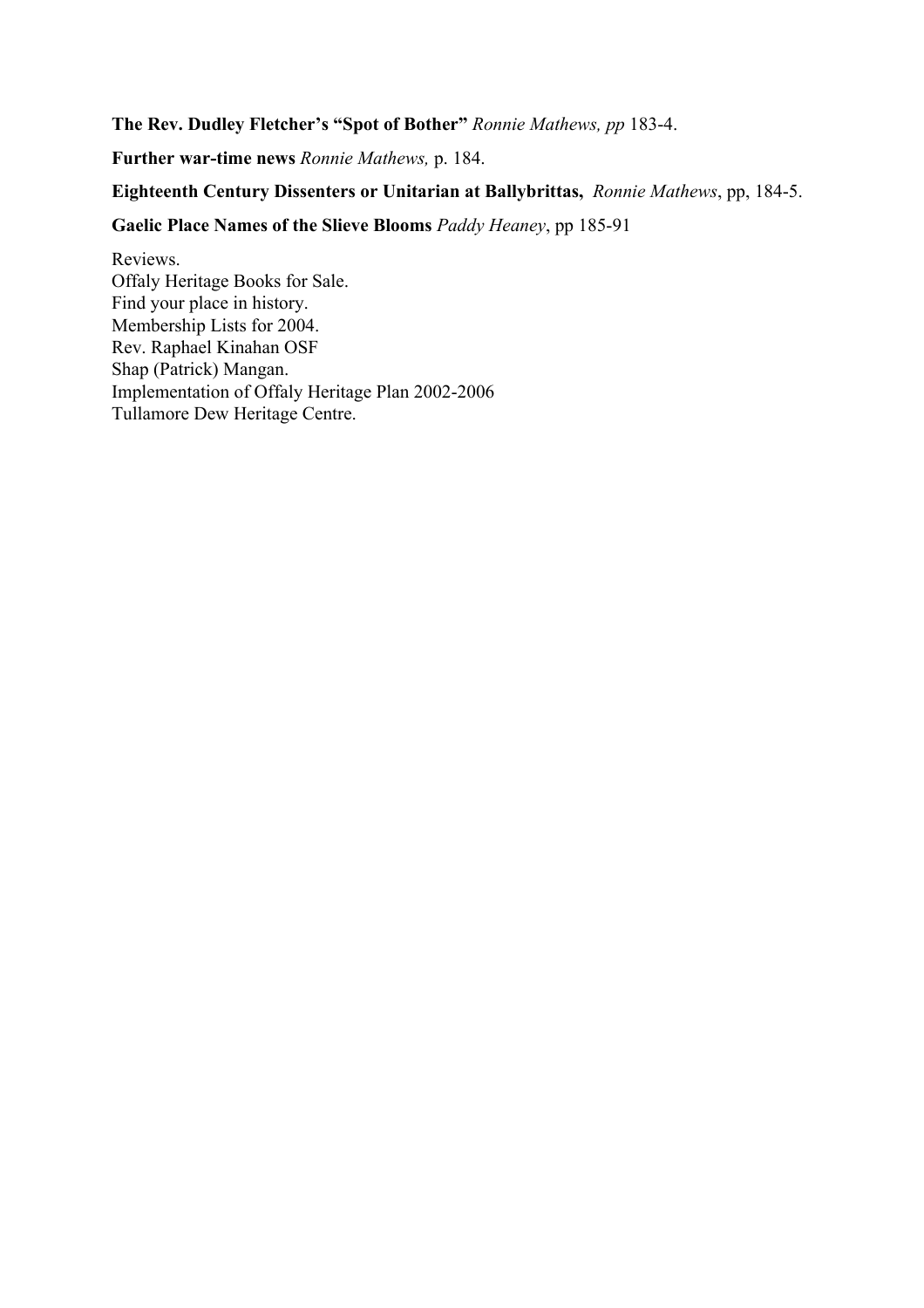**The Rev. Dudley Fletcher's "Spot of Bother"** *Ronnie Mathews, pp* 183-4.

**Further war-time news** *Ronnie Mathews,* p. 184.

**Eighteenth Century Dissenters or Unitarian at Ballybrittas,** *Ronnie Mathews*, pp, 184-5.

**Gaelic Place Names of the Slieve Blooms** *Paddy Heaney*, pp 185-91

Reviews.
Offaly Heritage Books for Sale.
Find your place in history.
Membership Lists for 2004.
Rev. Raphael Kinahan OSF
Shap (Patrick) Mangan.
Implementation of Offaly Heritage Plan 2002-2006
Tullamore Dew Heritage Centre.